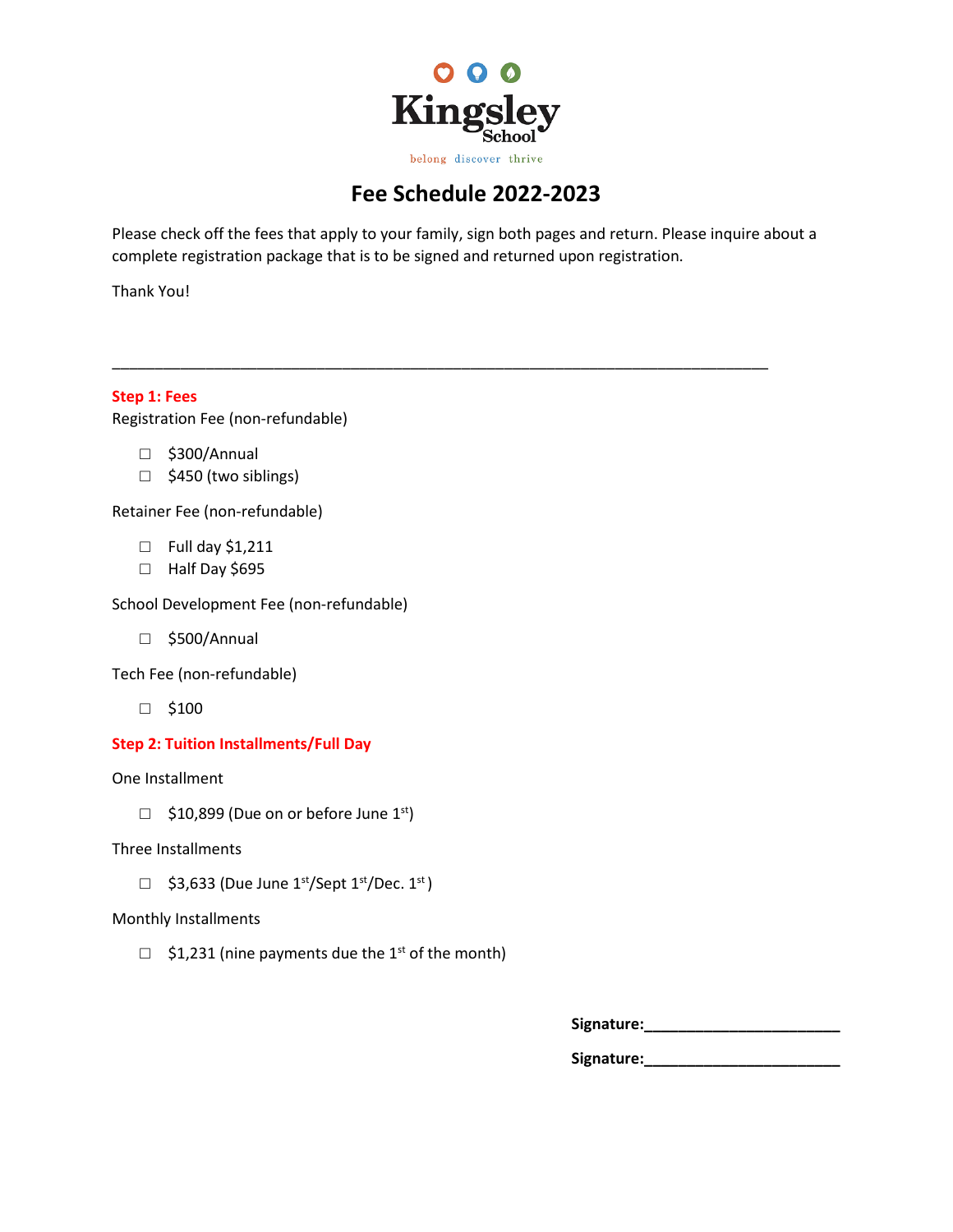Kingsley School

belong discover thrive

# Fee Schedule 2022-2023

Please check off the fees that apply to your family, sign both pages and return. Please inquire about a complete registration package that is to be signed and returned upon registration.

Thank You!

---

**Step 1: Fees**

Registration Fee (non-refundable)

- ☐ $300/Annual
- ☐ $450 (two siblings)

Retainer Fee (non-refundable)

- ☐ Full day $1,211
- ☐ Half Day $695

School Development Fee (non-refundable)

- ☐ $500/Annual

Tech Fee (non-refundable)

- ☐ $100

**Step 2: Tuition Installments/Full Day**

One Installment

- ☐ $10,899 (Due on or before June 1st)

Three Installments

- ☐ $3,633 (Due June 1st/Sept 1st/Dec. 1st)

Monthly Installments

- ☐ $1,231 (nine payments due the 1st of the month)

**Signature:**\_\_\_\_\_\_\_\_\_\_\_\_\_\_\_\_\_\_\_\_\_\_\_\_

**Signature:**\_\_\_\_\_\_\_\_\_\_\_\_\_\_\_\_\_\_\_\_\_\_\_\_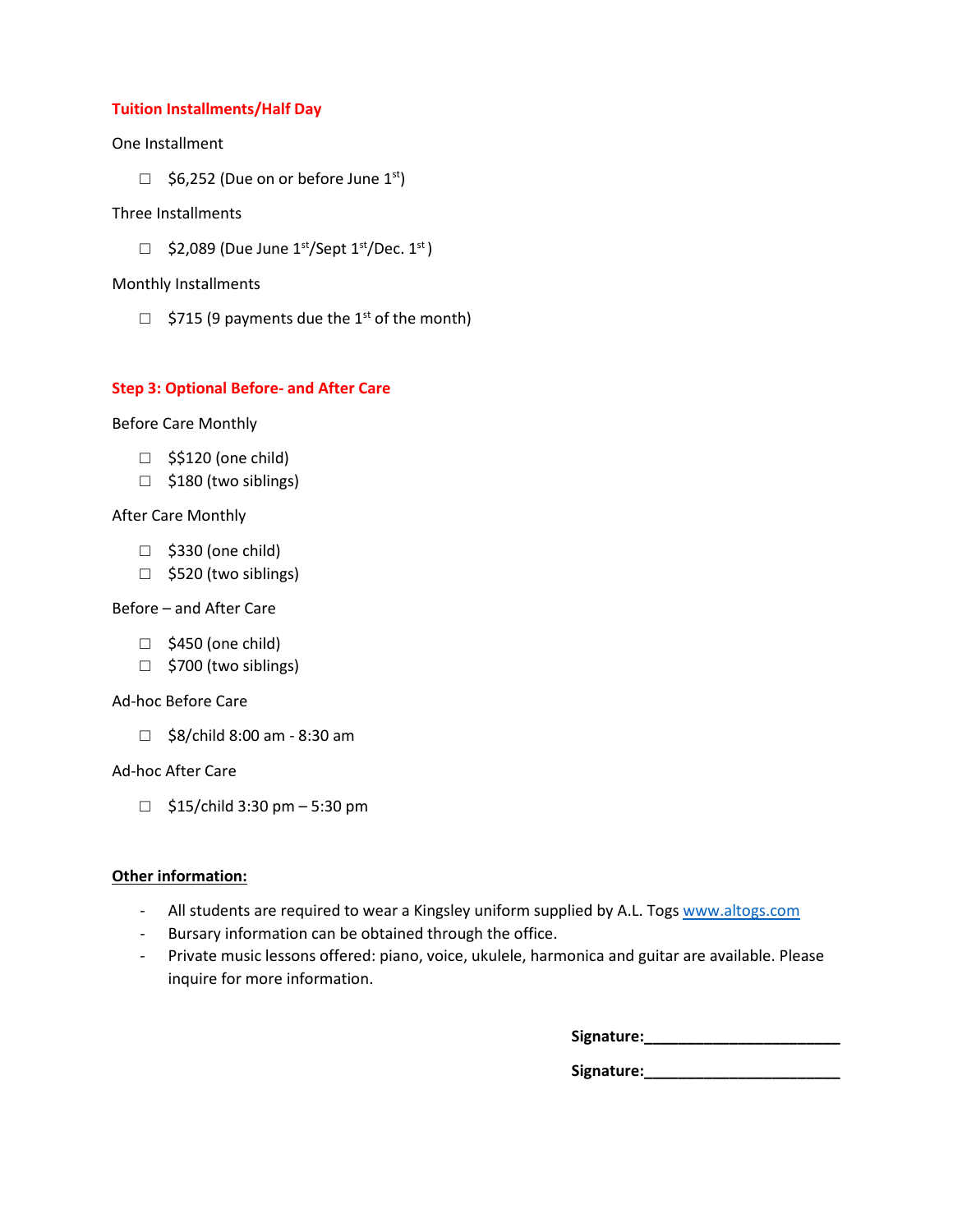**Tuition Installments/Half Day**

One Installment

- ☐ $6,252 (Due on or before June 1st)

Three Installments

- ☐ $2,089 (Due June 1st/Sept 1st/Dec. 1st )

Monthly Installments

- ☐ $715 (9 payments due the 1st of the month)

**Step 3: Optional Before- and After Care**

Before Care Monthly

- ☐ $$120 (one child)
- ☐ $180 (two siblings)

After Care Monthly

- ☐ $330 (one child)
- ☐ $520 (two siblings)

Before – and After Care

- ☐ $450 (one child)
- ☐ $700 (two siblings)

Ad-hoc Before Care

- ☐ $8/child 8:00 am - 8:30 am

Ad-hoc After Care

- ☐ $15/child 3:30 pm – 5:30 pm

**Other information:**

- All students are required to wear a Kingsley uniform supplied by A.L. Togs www.altogs.com
- Bursary information can be obtained through the office.
- Private music lessons offered: piano, voice, ukulele, harmonica and guitar are available. Please inquire for more information.

**Signature:**_______________________

**Signature:**_______________________